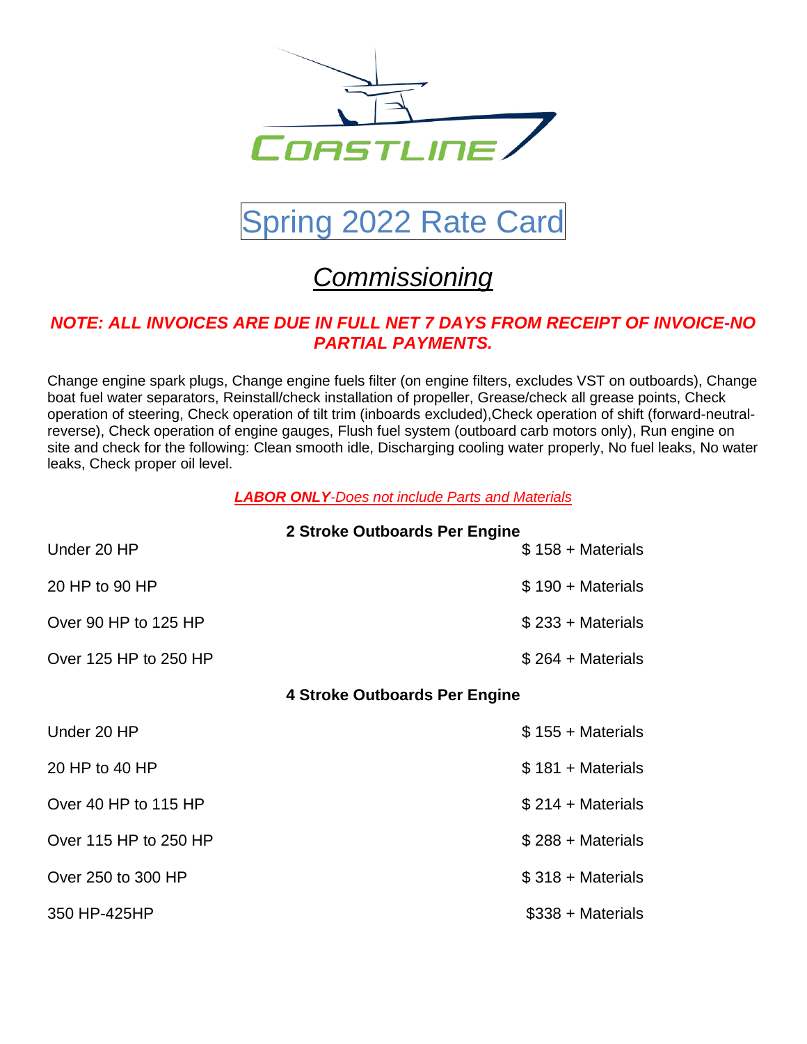# Spring 2022 Rate Card

## *Commissioning*

***NOTE: ALL INVOICES ARE DUE IN FULL NET 7 DAYS FROM RECEIPT OF INVOICE-NO PARTIAL PAYMENTS.***

Change engine spark plugs, Change engine fuels filter (on engine filters, excludes VST on outboards), Change boat fuel water separators, Reinstall/check installation of propeller, Grease/check all grease points, Check operation of steering, Check operation of tilt trim (inboards excluded),Check operation of shift (forward-neutral-reverse), Check operation of engine gauges, Flush fuel system (outboard carb motors only), Run engine on site and check for the following: Clean smooth idle, Discharging cooling water properly, No fuel leaks, No water leaks, Check proper oil level.

***LABOR ONLY**-Does not include Parts and Materials*

**2 Stroke Outboards Per Engine**

| | |
|---|---|
| Under 20 HP | $ 158 + Materials |
| 20 HP to 90 HP | $ 190 + Materials |
| Over 90 HP to 125 HP | $ 233 + Materials |
| Over 125 HP to 250 HP | $ 264 + Materials |

**4 Stroke Outboards Per Engine**

| | |
|---|---|
| Under 20 HP | $ 155 + Materials |
| 20 HP to 40 HP | $ 181 + Materials |
| Over 40 HP to 115 HP | $ 214 + Materials |
| Over 115 HP to 250 HP | $ 288 + Materials |
| Over 250 to 300 HP | $ 318 + Materials |
| 350 HP-425HP | $338 + Materials |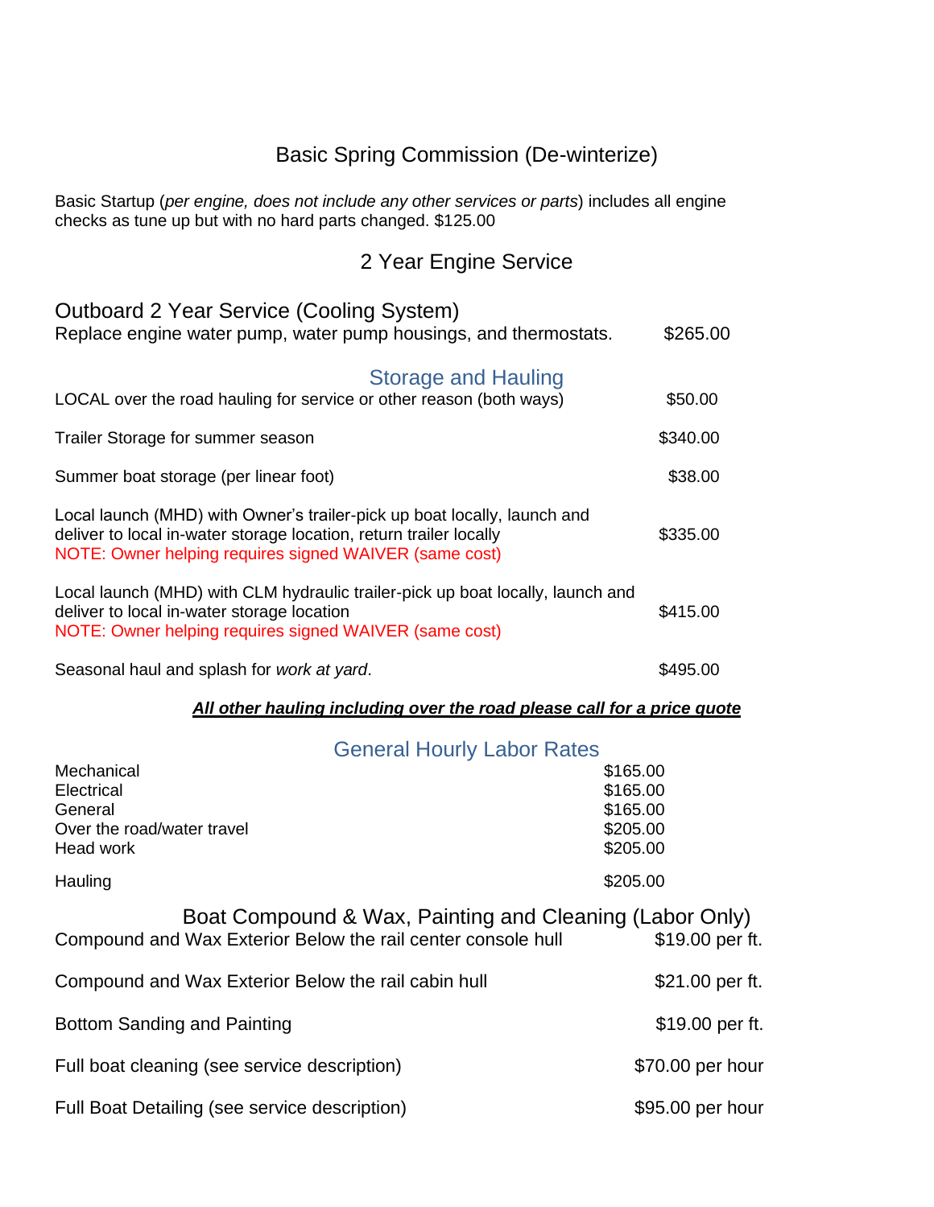## Basic Spring Commission (De-winterize)

Basic Startup (*per engine, does not include any other services or parts*) includes all engine checks as tune up but with no hard parts changed. $125.00

## 2 Year Engine Service

### Outboard 2 Year Service (Cooling System)

| | |
|---|---|
| Replace engine water pump, water pump housings, and thermostats. | $265.00 |

## Storage and Hauling

| | |
|---|---|
| LOCAL over the road hauling for service or other reason (both ways) | $50.00 |
| Trailer Storage for summer season | $340.00 |
| Summer boat storage (per linear foot) | $38.00 |
| Local launch (MHD) with Owner's trailer-pick up boat locally, launch and deliver to local in-water storage location, return trailer locally<br>NOTE: Owner helping requires signed WAIVER (same cost) | $335.00 |
| Local launch (MHD) with CLM hydraulic trailer-pick up boat locally, launch and deliver to local in-water storage location<br>NOTE: Owner helping requires signed WAIVER (same cost) | $415.00 |
| Seasonal haul and splash for *work at yard*. | $495.00 |

***All other hauling including over the road please call for a price quote***

## General Hourly Labor Rates

| | |
|---|---|
| Mechanical | $165.00 |
| Electrical | $165.00 |
| General | $165.00 |
| Over the road/water travel | $205.00 |
| Head work | $205.00 |
| Hauling | $205.00 |

## Boat Compound & Wax, Painting and Cleaning (Labor Only)

| | |
|---|---|
| Compound and Wax Exterior Below the rail center console hull | $19.00 per ft. |
| Compound and Wax Exterior Below the rail cabin hull | $21.00 per ft. |
| Bottom Sanding and Painting | $19.00 per ft. |
| Full boat cleaning (see service description) | $70.00 per hour |
| Full Boat Detailing (see service description) | $95.00 per hour |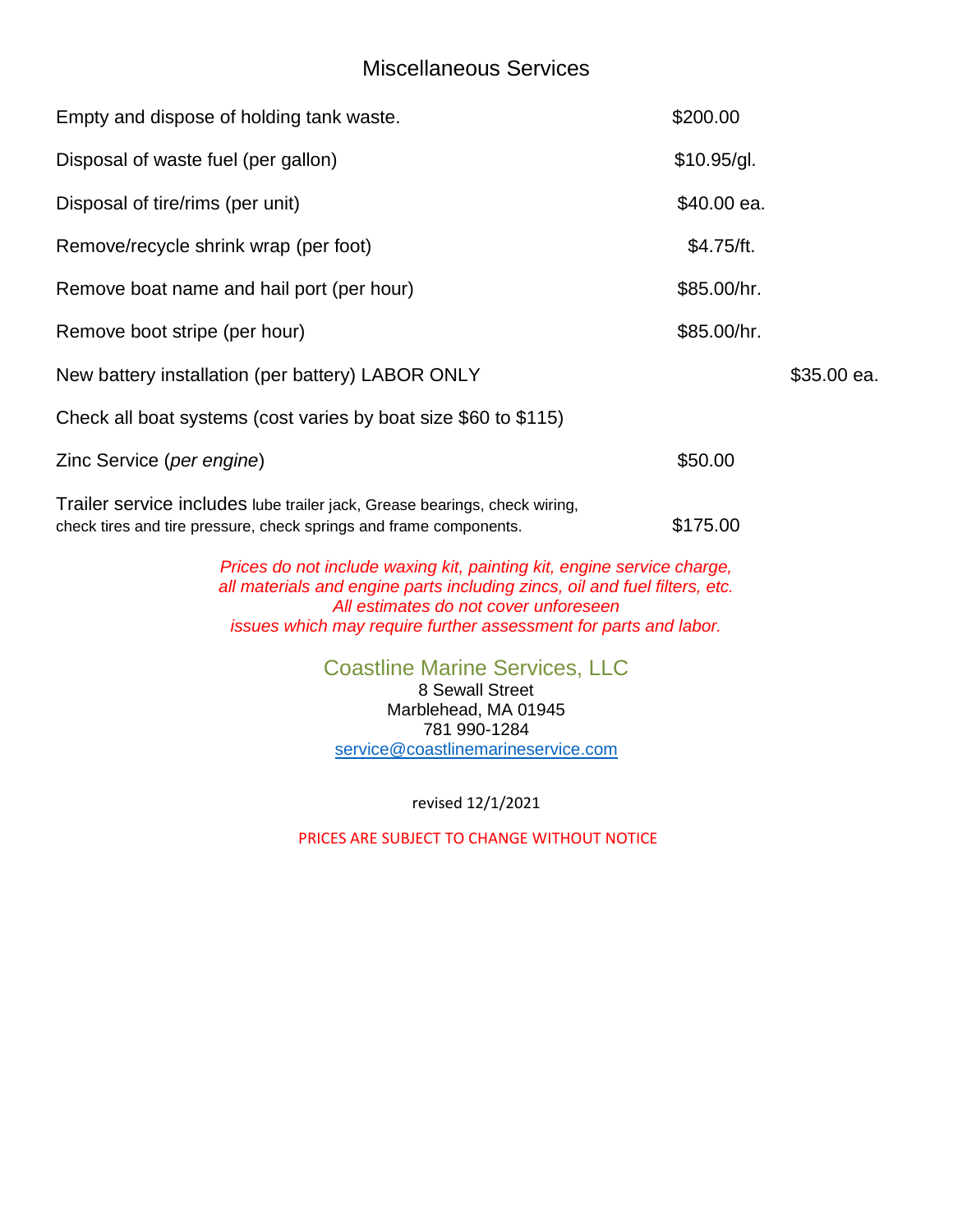## Miscellaneous Services

| | | |
|---|---|---|
| Empty and dispose of holding tank waste. | $200.00 | |
| Disposal of waste fuel (per gallon) | $10.95/gl. | |
| Disposal of tire/rims (per unit) | $40.00 ea. | |
| Remove/recycle shrink wrap (per foot) | $4.75/ft. | |
| Remove boat name and hail port (per hour) | $85.00/hr. | |
| Remove boot stripe (per hour) | $85.00/hr. | |
| New battery installation (per battery) LABOR ONLY | | $35.00 ea. |
| Check all boat systems (cost varies by boat size $60 to $115) | | |
| Zinc Service (*per engine*) | $50.00 | |
| Trailer service includes lube trailer jack, Grease bearings, check wiring, check tires and tire pressure, check springs and frame components. | $175.00 | |

*Prices do not include waxing kit, painting kit, engine service charge, all materials and engine parts including zincs, oil and fuel filters, etc. All estimates do not cover unforeseen issues which may require further assessment for parts and labor.*

Coastline Marine Services, LLC
8 Sewall Street
Marblehead, MA 01945
781 990-1284
service@coastlinemarineservice.com

revised 12/1/2021

PRICES ARE SUBJECT TO CHANGE WITHOUT NOTICE